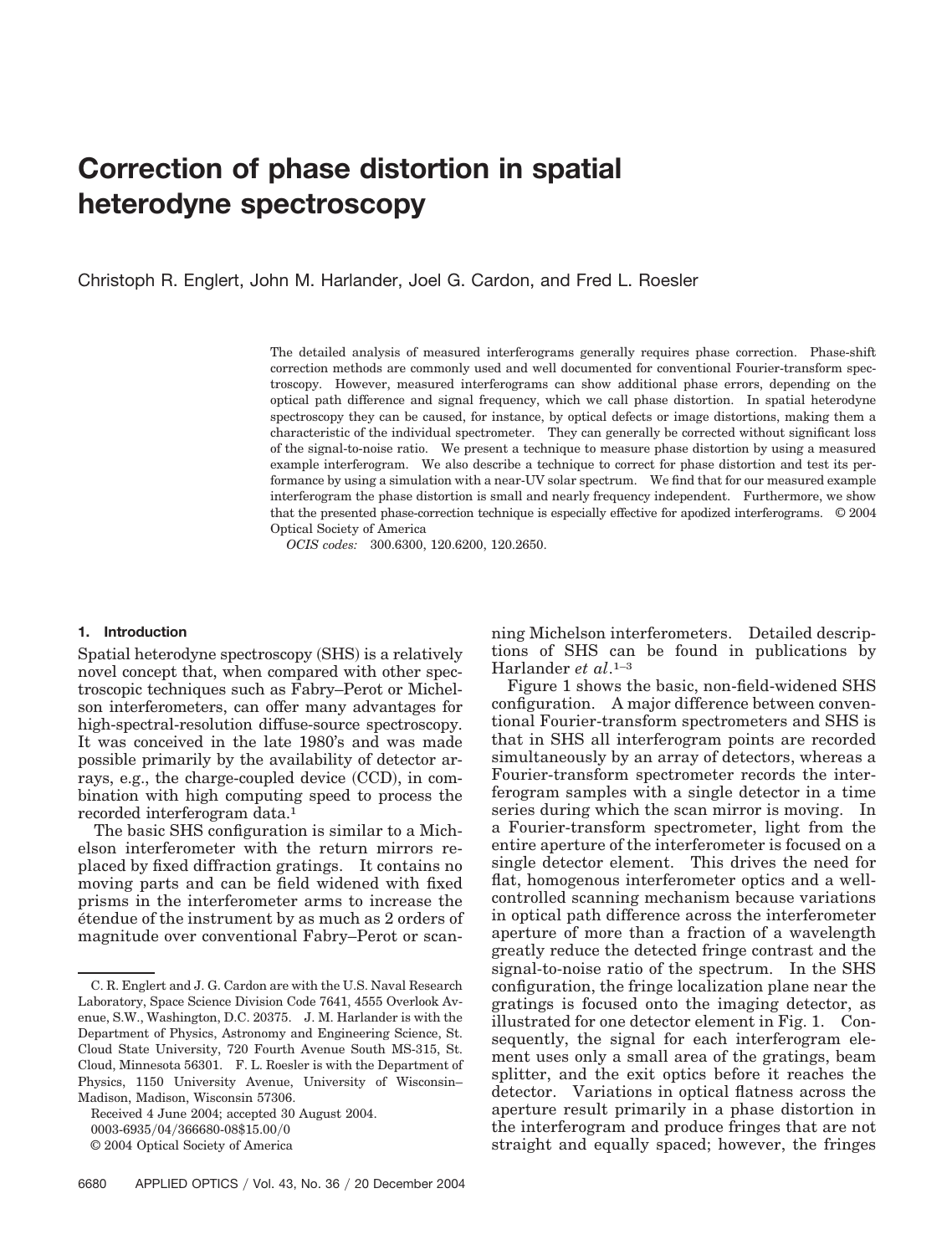# Correction of phase distortion in spatial heterodyne spectroscopy

Christoph R. Englert, John M. Harlander, Joel G. Cardon, and Fred L. Roesler

The detailed analysis of measured interferograms generally requires phase correction. Phase-shift correction methods are commonly used and well documented for conventional Fourier-transform spectroscopy. However, measured interferograms can show additional phase errors, depending on the optical path difference and signal frequency, which we call phase distortion. In spatial heterodyne spectroscopy they can be caused, for instance, by optical defects or image distortions, making them a characteristic of the individual spectrometer. They can generally be corrected without significant loss of the signal-to-noise ratio. We present a technique to measure phase distortion by using a measured example interferogram. We also describe a technique to correct for phase distortion and test its performance by using a simulation with a near-UV solar spectrum. We find that for our measured example interferogram the phase distortion is small and nearly frequency independent. Furthermore, we show that the presented phase-correction technique is especially effective for apodized interferograms. © 2004 Optical Society of America

*OCIS codes:* 300.6300, 120.6200, 120.2650.

## 1. Introduction

Spatial heterodyne spectroscopy (SHS) is a relatively novel concept that, when compared with other spectroscopic techniques such as Fabry–Perot or Michelson interferometers, can offer many advantages for high-spectral-resolution diffuse-source spectroscopy. It was conceived in the late 1980's and was made possible primarily by the availability of detector arrays, e.g., the charge-coupled device (CCD), in combination with high computing speed to process the recorded interferogram data.[1]

The basic SHS configuration is similar to a Michelson interferometer with the return mirrors replaced by fixed diffraction gratings. It contains no moving parts and can be field widened with fixed prisms in the interferometer arms to increase the étendue of the instrument by as much as 2 orders of magnitude over conventional Fabry–Perot or scanning Michelson interferometers. Detailed descriptions of SHS can be found in publications by Harlander *et al*.[1–3]

Figure 1 shows the basic, non-field-widened SHS configuration. A major difference between conventional Fourier-transform spectrometers and SHS is that in SHS all interferogram points are recorded simultaneously by an array of detectors, whereas a Fourier-transform spectrometer records the interferogram samples with a single detector in a time series during which the scan mirror is moving. In a Fourier-transform spectrometer, light from the entire aperture of the interferometer is focused on a single detector element. This drives the need for flat, homogenous interferometer optics and a well-controlled scanning mechanism because variations in optical path difference across the interferometer aperture of more than a fraction of a wavelength greatly reduce the detected fringe contrast and the signal-to-noise ratio of the spectrum. In the SHS configuration, the fringe localization plane near the gratings is focused onto the imaging detector, as illustrated for one detector element in Fig. 1. Consequently, the signal for each interferogram element uses only a small area of the gratings, beam splitter, and the exit optics before it reaches the detector. Variations in optical flatness across the aperture result primarily in a phase distortion in the interferogram and produce fringes that are not straight and equally spaced; however, the fringes

C. R. Englert and J. G. Cardon are with the U.S. Naval Research Laboratory, Space Science Division Code 7641, 4555 Overlook Avenue, S.W., Washington, D.C. 20375. J. M. Harlander is with the Department of Physics, Astronomy and Engineering Science, St. Cloud State University, 720 Fourth Avenue South MS-315, St. Cloud, Minnesota 56301. F. L. Roesler is with the Department of Physics, 1150 University Avenue, University of Wisconsin–Madison, Madison, Wisconsin 57306.

Received 4 June 2004; accepted 30 August 2004.

0003-6935/04/366680-08$15.00/0

© 2004 Optical Society of America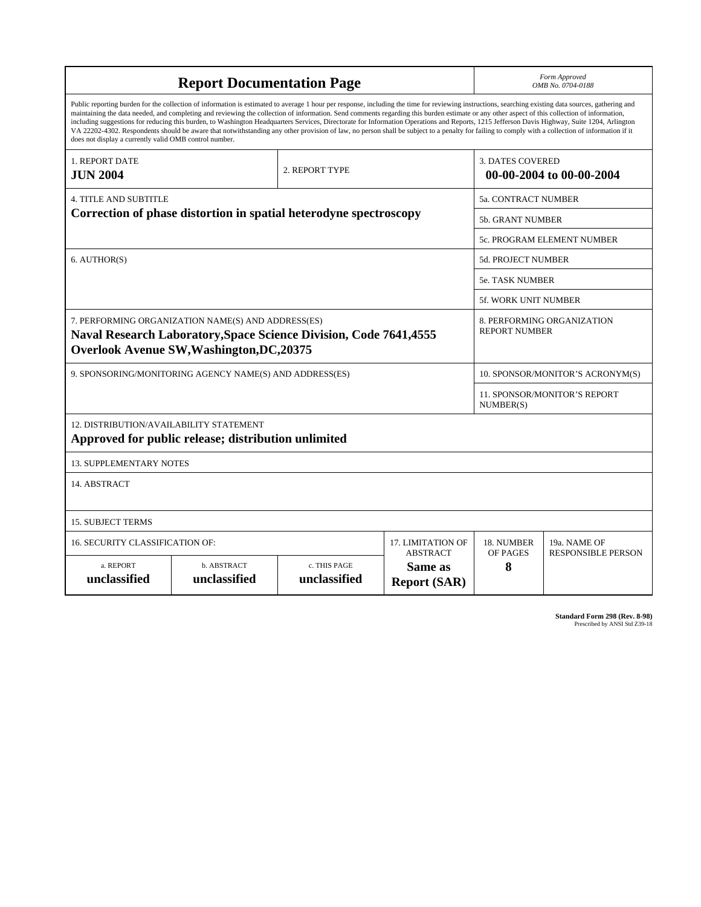# Report Documentation Page

*Form Approved*
*OMB No. 0704-0188*

Public reporting burden for the collection of information is estimated to average 1 hour per response, including the time for reviewing instructions, searching existing data sources, gathering and maintaining the data needed, and completing and reviewing the collection of information. Send comments regarding this burden estimate or any other aspect of this collection of information, including suggestions for reducing this burden, to Washington Headquarters Services, Directorate for Information Operations and Reports, 1215 Jefferson Davis Highway, Suite 1204, Arlington VA 22202-4302. Respondents should be aware that notwithstanding any other provision of law, no person shall be subject to a penalty for failing to comply with a collection of information if it does not display a currently valid OMB control number.

| 1. REPORT DATE | 2. REPORT TYPE | 3. DATES COVERED |
|---|---|---|
| **JUN 2004** | | **00-00-2004 to 00-00-2004** |

| 4. TITLE AND SUBTITLE | |
|---|---|
| **Correction of phase distortion in spatial heterodyne spectroscopy** | 5a. CONTRACT NUMBER |
| | 5b. GRANT NUMBER |
| | 5c. PROGRAM ELEMENT NUMBER |
| 6. AUTHOR(S) | 5d. PROJECT NUMBER |
| | 5e. TASK NUMBER |
| | 5f. WORK UNIT NUMBER |
| 7. PERFORMING ORGANIZATION NAME(S) AND ADDRESS(ES) **Naval Research Laboratory,Space Science Division, Code 7641,4555 Overlook Avenue SW,Washington,DC,20375** | 8. PERFORMING ORGANIZATION REPORT NUMBER |
| 9. SPONSORING/MONITORING AGENCY NAME(S) AND ADDRESS(ES) | 10. SPONSOR/MONITOR'S ACRONYM(S) |
| | 11. SPONSOR/MONITOR'S REPORT NUMBER(S) |

12. DISTRIBUTION/AVAILABILITY STATEMENT
**Approved for public release; distribution unlimited**

13. SUPPLEMENTARY NOTES

14. ABSTRACT

15. SUBJECT TERMS

| 16. SECURITY CLASSIFICATION OF: | | | 17. LIMITATION OF ABSTRACT | 18. NUMBER OF PAGES | 19a. NAME OF RESPONSIBLE PERSON |
|---|---|---|---|---|---|
| a. REPORT | b. ABSTRACT | c. THIS PAGE | | | |
| **unclassified** | **unclassified** | **unclassified** | **Same as Report (SAR)** | **8** | |

**Standard Form 298 (Rev. 8-98)**
Prescribed by ANSI Std Z39-18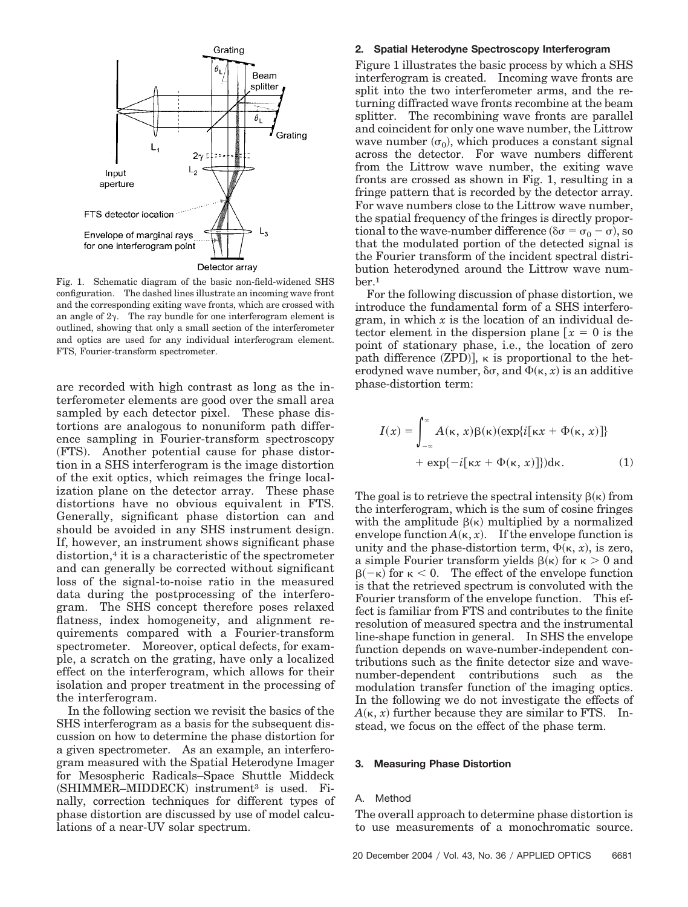Fig. 1. Schematic diagram of the basic non-field-widened SHS configuration. The dashed lines illustrate an incoming wave front and the corresponding exiting wave fronts, which are crossed with an angle of $2\gamma$. The ray bundle for one interferogram element is outlined, showing that only a small section of the interferometer and optics are used for any individual interferogram element. FTS, Fourier-transform spectrometer.

are recorded with high contrast as long as the interferometer elements are good over the small area sampled by each detector pixel. These phase distortions are analogous to nonuniform path difference sampling in Fourier-transform spectroscopy (FTS). Another potential cause for phase distortion in a SHS interferogram is the image distortion of the exit optics, which reimages the fringe localization plane on the detector array. These phase distortions have no obvious equivalent in FTS. Generally, significant phase distortion can and should be avoided in any SHS instrument design. If, however, an instrument shows significant phase distortion,[4] it is a characteristic of the spectrometer and can generally be corrected without significant loss of the signal-to-noise ratio in the measured data during the postprocessing of the interferogram. The SHS concept therefore poses relaxed flatness, index homogeneity, and alignment requirements compared with a Fourier-transform spectrometer. Moreover, optical defects, for example, a scratch on the grating, have only a localized effect on the interferogram, which allows for their isolation and proper treatment in the processing of the interferogram.

In the following section we revisit the basics of the SHS interferogram as a basis for the subsequent discussion on how to determine the phase distortion for a given spectrometer. As an example, an interferogram measured with the Spatial Heterodyne Imager for Mesospheric Radicals–Space Shuttle Middeck (SHIMMER–MIDDECK) instrument[3] is used. Finally, correction techniques for different types of phase distortion are discussed by use of model calculations of a near-UV solar spectrum.

## 2. Spatial Heterodyne Spectroscopy Interferogram

Figure 1 illustrates the basic process by which a SHS interferogram is created. Incoming wave fronts are split into the two interferometer arms, and the returning diffracted wave fronts recombine at the beam splitter. The recombining wave fronts are parallel and coincident for only one wave number, the Littrow wave number ($\sigma_0$), which produces a constant signal across the detector. For wave numbers different from the Littrow wave number, the exiting wave fronts are crossed as shown in Fig. 1, resulting in a fringe pattern that is recorded by the detector array. For wave numbers close to the Littrow wave number, the spatial frequency of the fringes is directly proportional to the wave-number difference ($\delta\sigma = \sigma_0 - \sigma$), so that the modulated portion of the detected signal is the Fourier transform of the incident spectral distribution heterodyned around the Littrow wave number.[1]

For the following discussion of phase distortion, we introduce the fundamental form of a SHS interferogram, in which $x$ is the location of an individual detector element in the dispersion plane [$x = 0$ is the point of stationary phase, i.e., the location of zero path difference (ZPD)], $\kappa$ is proportional to the heterodyned wave number, $\delta\sigma$, and $\Phi(\kappa, x)$ is an additive phase-distortion term:

$$I(x) = \int_{-\infty}^{\infty} A(\kappa, x)\beta(\kappa)(\exp\{i[\kappa x + \Phi(\kappa, x)]\} + \exp\{-i[\kappa x + \Phi(\kappa, x)]\})d\kappa. \quad (1)$$

The goal is to retrieve the spectral intensity $\beta(\kappa)$ from the interferogram, which is the sum of cosine fringes with the amplitude $\beta(\kappa)$ multiplied by a normalized envelope function $A(\kappa, x)$. If the envelope function is unity and the phase-distortion term, $\Phi(\kappa, x)$, is zero, a simple Fourier transform yields $\beta(\kappa)$ for $\kappa > 0$ and $\beta(-\kappa)$ for $\kappa < 0$. The effect of the envelope function is that the retrieved spectrum is convoluted with the Fourier transform of the envelope function. This effect is familiar from FTS and contributes to the finite resolution of measured spectra and the instrumental line-shape function in general. In SHS the envelope function depends on wave-number-independent contributions such as the finite detector size and wave-number-dependent contributions such as the modulation transfer function of the imaging optics. In the following we do not investigate the effects of $A(\kappa, x)$ further because they are similar to FTS. Instead, we focus on the effect of the phase term.

## 3. Measuring Phase Distortion

### A. Method

The overall approach to determine phase distortion is to use measurements of a monochromatic source.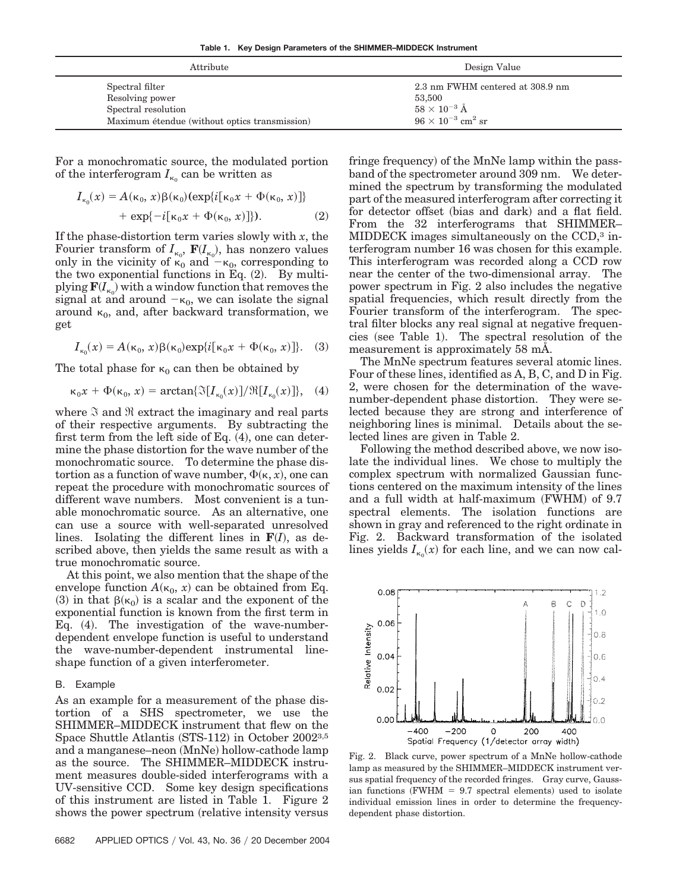**Table 1. Key Design Parameters of the SHIMMER–MIDDECK Instrument**

| Attribute | Design Value |
|---|---|
| Spectral filter | 2.3 nm FWHM centered at 308.9 nm |
| Resolving power | 53,500 |
| Spectral resolution | $58 \times 10^{-3}$ Å |
| Maximum étendue (without optics transmission) | $96 \times 10^{-3}$ cm$^2$ sr |

For a monochromatic source, the modulated portion of the interferogram $I_{\kappa_0}$ can be written as

$$I_{\kappa_0}(x) = A(\kappa_0, x)\beta(\kappa_0)(\exp\{i[\kappa_0 x + \Phi(\kappa_0, x)]\} + \exp\{-i[\kappa_0 x + \Phi(\kappa_0, x)]\}). \quad (2)$$

If the phase-distortion term varies slowly with $x$, the Fourier transform of $I_{\kappa_0}$, $\mathbf{F}(I_{\kappa_0})$, has nonzero values only in the vicinity of $\kappa_0$ and $-\kappa_0$, corresponding to the two exponential functions in Eq. (2). By multiplying $\mathbf{F}(I_{\kappa_0})$ with a window function that removes the signal at and around $-\kappa_0$, we can isolate the signal around $\kappa_0$, and, after backward transformation, we get

$$I_{\kappa_0}(x) = A(\kappa_0, x)\beta(\kappa_0)\exp\{i[\kappa_0 x + \Phi(\kappa_0, x)]\}. \quad (3)$$

The total phase for $\kappa_0$ can then be obtained by

$$\kappa_0 x + \Phi(\kappa_0, x) = \arctan\{\Im[I_{\kappa_0}(x)]/\Re[I_{\kappa_0}(x)]\}, \quad (4)$$

where $\Im$ and $\Re$ extract the imaginary and real parts of their respective arguments. By subtracting the first term from the left side of Eq. (4), one can determine the phase distortion for the wave number of the monochromatic source. To determine the phase distortion as a function of wave number, $\Phi(\kappa, x)$, one can repeat the procedure with monochromatic sources of different wave numbers. Most convenient is a tunable monochromatic source. As an alternative, one can use a source with well-separated unresolved lines. Isolating the different lines in $\mathbf{F}(I)$, as described above, then yields the same result as with a true monochromatic source.

At this point, we also mention that the shape of the envelope function $A(\kappa_0, x)$ can be obtained from Eq. (3) in that $\beta(\kappa_0)$ is a scalar and the exponent of the exponential function is known from the first term in Eq. (4). The investigation of the wave-number-dependent envelope function is useful to understand the wave-number-dependent instrumental line-shape function of a given interferometer.

### B. Example

As an example for a measurement of the phase distortion of a SHS spectrometer, we use the SHIMMER–MIDDECK instrument that flew on the Space Shuttle Atlantis (STS-112) in October 2002[3,5] and a manganese–neon (MnNe) hollow-cathode lamp as the source. The SHIMMER–MIDDECK instrument measures double-sided interferograms with a UV-sensitive CCD. Some key design specifications of this instrument are listed in Table 1. Figure 2 shows the power spectrum (relative intensity versus fringe frequency) of the MnNe lamp within the passband of the spectrometer around 309 nm. We determined the spectrum by transforming the modulated part of the measured interferogram after correcting it for detector offset (bias and dark) and a flat field. From the 32 interferograms that SHIMMER–MIDDECK images simultaneously on the CCD,[3] interferogram number 16 was chosen for this example. This interferogram was recorded along a CCD row near the center of the two-dimensional array. The power spectrum in Fig. 2 also includes the negative spatial frequencies, which result directly from the Fourier transform of the interferogram. The spectral filter blocks any real signal at negative frequencies (see Table 1). The spectral resolution of the measurement is approximately 58 mÅ.

The MnNe spectrum features several atomic lines. Four of these lines, identified as A, B, C, and D in Fig. 2, were chosen for the determination of the wave-number-dependent phase distortion. They were selected because they are strong and interference of neighboring lines is minimal. Details about the selected lines are given in Table 2.

Following the method described above, we now isolate the individual lines. We chose to multiply the complex spectrum with normalized Gaussian functions centered on the maximum intensity of the lines and a full width at half-maximum (FWHM) of 9.7 spectral elements. The isolation functions are shown in gray and referenced to the right ordinate in Fig. 2. Backward transformation of the isolated lines yields $I_{\kappa_0}(x)$ for each line, and we can now cal-

Fig. 2. Black curve, power spectrum of a MnNe hollow-cathode lamp as measured by the SHIMMER–MIDDECK instrument versus spatial frequency of the recorded fringes. Gray curve, Gaussian functions (FWHM = 9.7 spectral elements) used to isolate individual emission lines in order to determine the frequency-dependent phase distortion.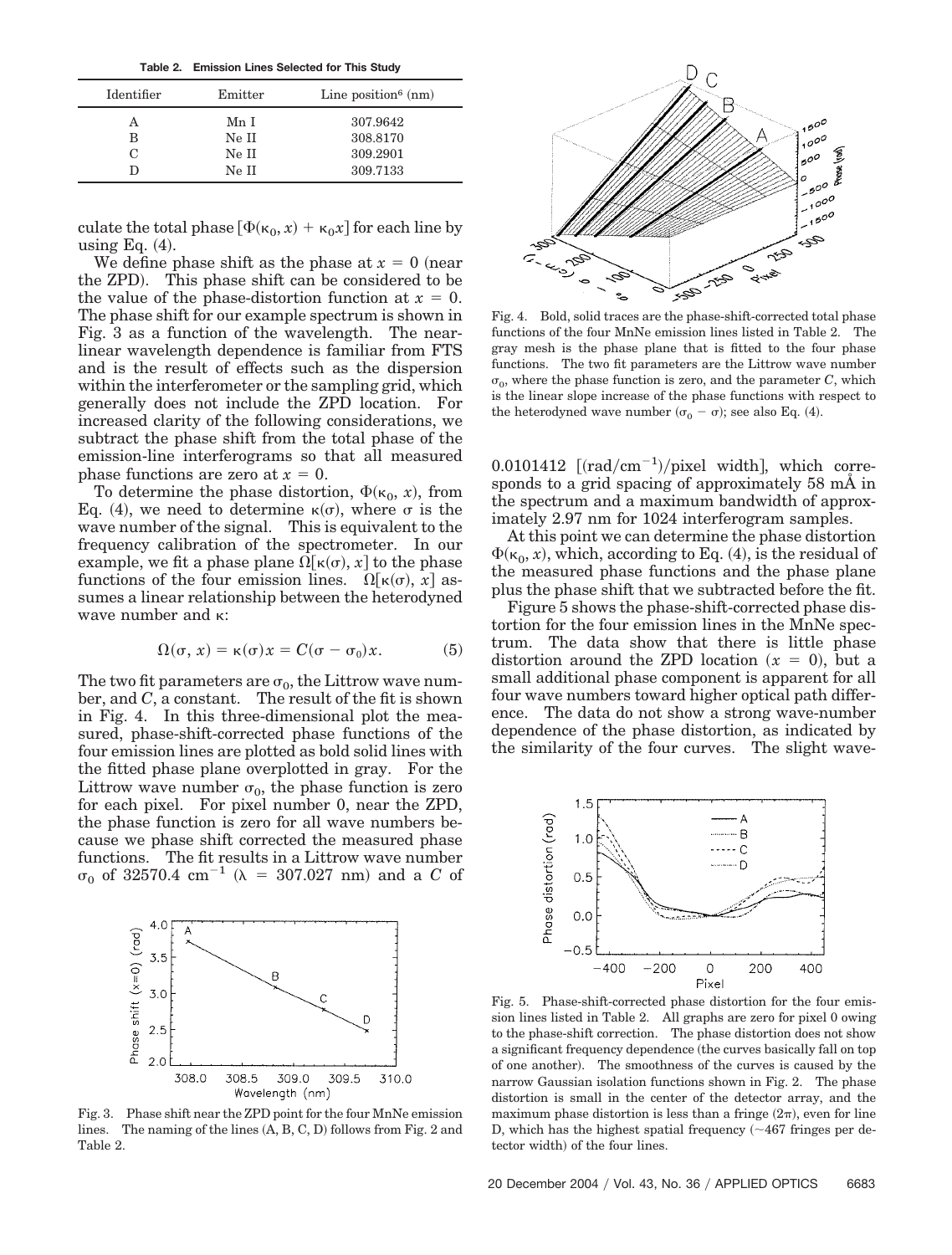**Table 2. Emission Lines Selected for This Study**

| Identifier | Emitter | Line position[6] (nm) |
|---|---|---|
| A | Mn I | 307.9642 |
| B | Ne II | 308.8170 |
| C | Ne II | 309.2901 |
| D | Ne II | 309.7133 |

culate the total phase $[\Phi(\kappa_0, x) + \kappa_0 x]$ for each line by using Eq. (4).

We define phase shift as the phase at $x = 0$ (near the ZPD). This phase shift can be considered to be the value of the phase-distortion function at $x = 0$. The phase shift for our example spectrum is shown in Fig. 3 as a function of the wavelength. The near-linear wavelength dependence is familiar from FTS and is the result of effects such as the dispersion within the interferometer or the sampling grid, which generally does not include the ZPD location. For increased clarity of the following considerations, we subtract the phase shift from the total phase of the emission-line interferograms so that all measured phase functions are zero at $x = 0$.

To determine the phase distortion, $\Phi(\kappa_0, x)$, from Eq. (4), we need to determine $\kappa(\sigma)$, where $\sigma$ is the wave number of the signal. This is equivalent to the frequency calibration of the spectrometer. In our example, we fit a phase plane $\Omega[\kappa(\sigma), x]$ to the phase functions of the four emission lines. $\Omega[\kappa(\sigma), x]$ assumes a linear relationship between the heterodyned wave number and $\kappa$:

$$\Omega(\sigma, x) = \kappa(\sigma)x = C(\sigma - \sigma_0)x. \tag{5}$$

The two fit parameters are $\sigma_0$, the Littrow wave number, and $C$, a constant. The result of the fit is shown in Fig. 4. In this three-dimensional plot the measured, phase-shift-corrected phase functions of the four emission lines are plotted as bold solid lines with the fitted phase plane overplotted in gray. For the Littrow wave number $\sigma_0$, the phase function is zero for each pixel. For pixel number 0, near the ZPD, the phase function is zero for all wave numbers because we phase shift corrected the measured phase functions. The fit results in a Littrow wave number $\sigma_0$ of 32570.4 $\text{cm}^{-1}$ ($\lambda$ = 307.027 nm) and a $C$ of

Fig. 3. Phase shift near the ZPD point for the four MnNe emission lines. The naming of the lines (A, B, C, D) follows from Fig. 2 and Table 2.

Fig. 4. Bold, solid traces are the phase-shift-corrected total phase functions of the four MnNe emission lines listed in Table 2. The gray mesh is the phase plane that is fitted to the four phase functions. The two fit parameters are the Littrow wave number $\sigma_0$, where the phase function is zero, and the parameter $C$, which is the linear slope increase of the phase functions with respect to the heterodyned wave number $(\sigma_0 - \sigma)$; see also Eq. (4).

0.0101412 $[(\text{rad}/\text{cm}^{-1})/\text{pixel width}]$, which corresponds to a grid spacing of approximately 58 mÅ in the spectrum and a maximum bandwidth of approximately 2.97 nm for 1024 interferogram samples.

At this point we can determine the phase distortion $\Phi(\kappa_0, x)$, which, according to Eq. (4), is the residual of the measured phase functions and the phase plane plus the phase shift that we subtracted before the fit.

Figure 5 shows the phase-shift-corrected phase distortion for the four emission lines in the MnNe spectrum. The data show that there is little phase distortion around the ZPD location ($x = 0$), but a small additional phase component is apparent for all four wave numbers toward higher optical path difference. The data do not show a strong wave-number dependence of the phase distortion, as indicated by the similarity of the four curves. The slight wave-

Fig. 5. Phase-shift-corrected phase distortion for the four emission lines listed in Table 2. All graphs are zero for pixel 0 owing to the phase-shift correction. The phase distortion does not show a significant frequency dependence (the curves basically fall on top of one another). The smoothness of the curves is caused by the narrow Gaussian isolation functions shown in Fig. 2. The phase distortion is small in the center of the detector array, and the maximum phase distortion is less than a fringe ($2\pi$), even for line D, which has the highest spatial frequency (~467 fringes per detector width) of the four lines.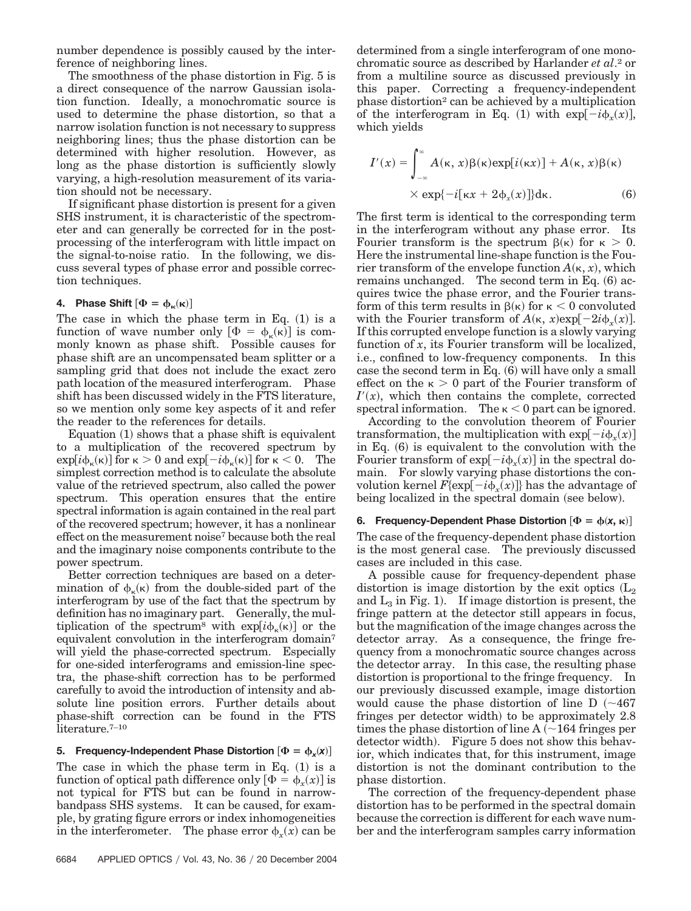number dependence is possibly caused by the interference of neighboring lines.

The smoothness of the phase distortion in Fig. 5 is a direct consequence of the narrow Gaussian isolation function. Ideally, a monochromatic source is used to determine the phase distortion, so that a narrow isolation function is not necessary to suppress neighboring lines; thus the phase distortion can be determined with higher resolution. However, as long as the phase distortion is sufficiently slowly varying, a high-resolution measurement of its variation should not be necessary.

If significant phase distortion is present for a given SHS instrument, it is characteristic of the spectrometer and can generally be corrected for in the postprocessing of the interferogram with little impact on the signal-to-noise ratio. In the following, we discuss several types of phase error and possible correction techniques.

### 4. Phase Shift [$\Phi = \phi_\kappa(\kappa)$]

The case in which the phase term in Eq. (1) is a function of wave number only [$\Phi = \phi_\kappa(\kappa)$] is commonly known as phase shift. Possible causes for phase shift are an uncompensated beam splitter or a sampling grid that does not include the exact zero path location of the measured interferogram. Phase shift has been discussed widely in the FTS literature, so we mention only some key aspects of it and refer the reader to the references for details.

Equation (1) shows that a phase shift is equivalent to a multiplication of the recovered spectrum by $\exp[i\phi_\kappa(\kappa)]$ for $\kappa > 0$ and $\exp[-i\phi_\kappa(\kappa)]$ for $\kappa < 0$. The simplest correction method is to calculate the absolute value of the retrieved spectrum, also called the power spectrum. This operation ensures that the entire spectral information is again contained in the real part of the recovered spectrum; however, it has a nonlinear effect on the measurement noise[7] because both the real and the imaginary noise components contribute to the power spectrum.

Better correction techniques are based on a determination of $\phi_\kappa(\kappa)$ from the double-sided part of the interferogram by use of the fact that the spectrum by definition has no imaginary part. Generally, the multiplication of the spectrum[8] with $\exp[i\phi_\kappa(\kappa)]$ or the equivalent convolution in the interferogram domain[7] will yield the phase-corrected spectrum. Especially for one-sided interferograms and emission-line spectra, the phase-shift correction has to be performed carefully to avoid the introduction of intensity and absolute line position errors. Further details about phase-shift correction can be found in the FTS literature.[7–10]

### 5. Frequency-Independent Phase Distortion [$\Phi = \phi_x(x)$]

The case in which the phase term in Eq. (1) is a function of optical path difference only [$\Phi = \phi_x(x)$] is not typical for FTS but can be found in narrow-bandpass SHS systems. It can be caused, for example, by grating figure errors or index inhomogeneities in the interferometer. The phase error $\phi_x(x)$ can be determined from a single interferogram of one monochromatic source as described by Harlander *et al.*[2] or from a multiline source as discussed previously in this paper. Correcting a frequency-independent phase distortion[2] can be achieved by a multiplication of the interferogram in Eq. (1) with $\exp[-i\phi_x(x)]$, which yields

$$I'(x) = \int_{-\infty}^{\infty} A(\kappa, x)\beta(\kappa)\exp[i(\kappa x)] + A(\kappa, x)\beta(\kappa) \times \exp\{-i[\kappa x + 2\phi_x(x)]\}\mathrm{d}\kappa. \tag{6}$$

The first term is identical to the corresponding term in the interferogram without any phase error. Its Fourier transform is the spectrum $\beta(\kappa)$ for $\kappa > 0$. Here the instrumental line-shape function is the Fourier transform of the envelope function $A(\kappa, x)$, which remains unchanged. The second term in Eq. (6) acquires twice the phase error, and the Fourier transform of this term results in $\beta(\kappa)$ for $\kappa < 0$ convoluted with the Fourier transform of $A(\kappa, x)\exp[-2i\phi_x(x)]$. If this corrupted envelope function is a slowly varying function of $x$, its Fourier transform will be localized, i.e., confined to low-frequency components. In this case the second term in Eq. (6) will have only a small effect on the $\kappa > 0$ part of the Fourier transform of $I'(x)$, which then contains the complete, corrected spectral information. The $\kappa < 0$ part can be ignored.

According to the convolution theorem of Fourier transformation, the multiplication with $\exp[-i\phi_x(x)]$ in Eq. (6) is equivalent to the convolution with the Fourier transform of $\exp[-i\phi_x(x)]$ in the spectral domain. For slowly varying phase distortions the convolution kernel $F\{\exp[-i\phi_x(x)]\}$ has the advantage of being localized in the spectral domain (see below).

### 6. Frequency-Dependent Phase Distortion [$\Phi = \phi(x, \kappa)$]

The case of the frequency-dependent phase distortion is the most general case. The previously discussed cases are included in this case.

A possible cause for frequency-dependent phase distortion is image distortion by the exit optics ($L_2$ and $L_3$ in Fig. 1). If image distortion is present, the fringe pattern at the detector still appears in focus, but the magnification of the image changes across the detector array. As a consequence, the fringe frequency from a monochromatic source changes across the detector array. In this case, the resulting phase distortion is proportional to the fringe frequency. In our previously discussed example, image distortion would cause the phase distortion of line D (~467 fringes per detector width) to be approximately 2.8 times the phase distortion of line A (~164 fringes per detector width). Figure 5 does not show this behavior, which indicates that, for this instrument, image distortion is not the dominant contribution to the phase distortion.

The correction of the frequency-dependent phase distortion has to be performed in the spectral domain because the correction is different for each wave number and the interferogram samples carry information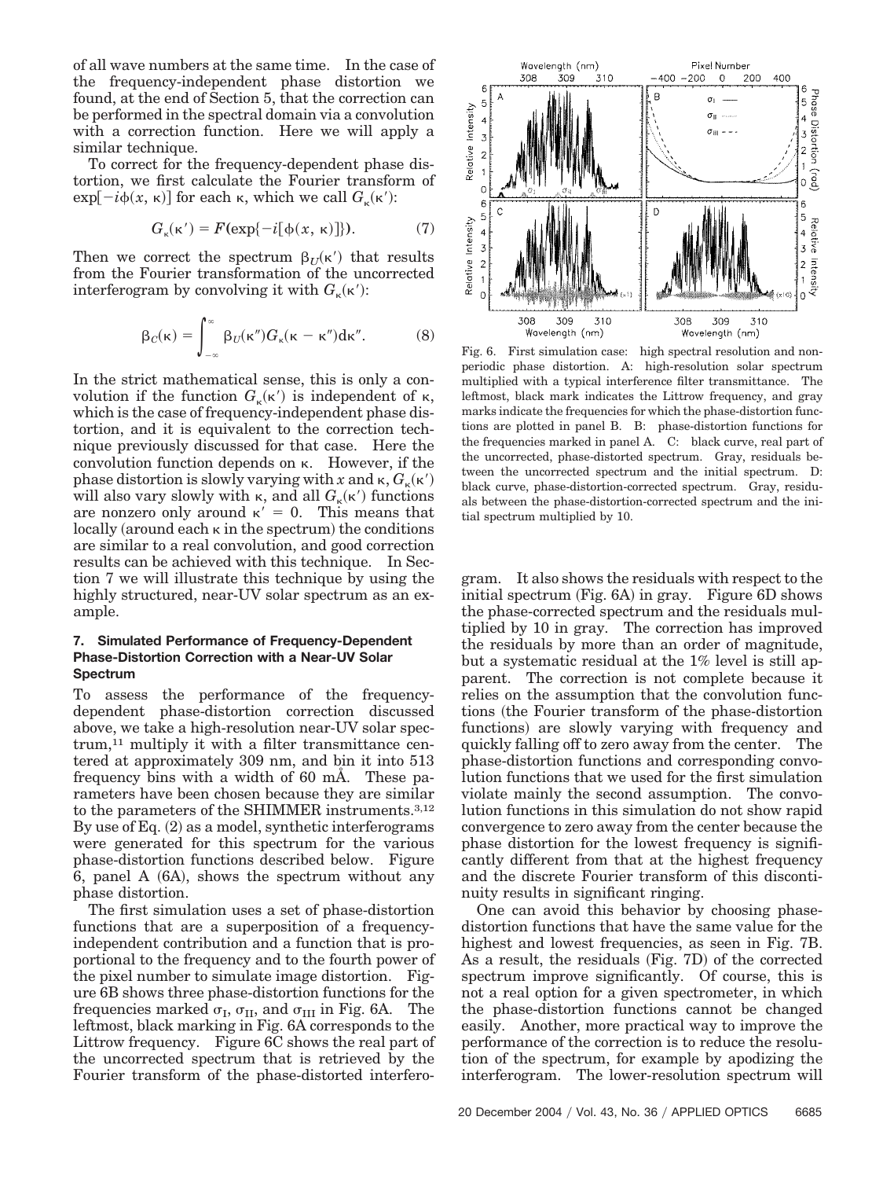of all wave numbers at the same time. In the case of the frequency-independent phase distortion we found, at the end of Section 5, that the correction can be performed in the spectral domain via a convolution with a correction function. Here we will apply a similar technique.

To correct for the frequency-dependent phase distortion, we first calculate the Fourier transform of $\exp[-i\phi(x, \kappa)]$ for each $\kappa$, which we call $G_\kappa(\kappa')$:

$$G_\kappa(\kappa') = F(\exp\{-i[\phi(x, \kappa)]\}). \tag{7}$$

Then we correct the spectrum $\beta_U(\kappa')$ that results from the Fourier transformation of the uncorrected interferogram by convolving it with $G_\kappa(\kappa')$:

$$\beta_C(\kappa) = \int_{-\infty}^{\infty} \beta_U(\kappa'')G_\kappa(\kappa - \kappa'')d\kappa''. \tag{8}$$

In the strict mathematical sense, this is only a convolution if the function $G_\kappa(\kappa')$ is independent of $\kappa$, which is the case of frequency-independent phase distortion, and it is equivalent to the correction technique previously discussed for that case. Here the convolution function depends on $\kappa$. However, if the phase distortion is slowly varying with $x$ and $\kappa$, $G_\kappa(\kappa')$ will also vary slowly with $\kappa$, and all $G_\kappa(\kappa')$ functions are nonzero only around $\kappa' = 0$. This means that locally (around each $\kappa$ in the spectrum) the conditions are similar to a real convolution, and good correction results can be achieved with this technique. In Section 7 we will illustrate this technique by using the highly structured, near-UV solar spectrum as an example.

### 7. Simulated Performance of Frequency-Dependent Phase-Distortion Correction with a Near-UV Solar Spectrum

To assess the performance of the frequency-dependent phase-distortion correction discussed above, we take a high-resolution near-UV solar spectrum,[11] multiply it with a filter transmittance centered at approximately 309 nm, and bin it into 513 frequency bins with a width of 60 mÅ. These parameters have been chosen because they are similar to the parameters of the SHIMMER instruments.[3,12] By use of Eq. (2) as a model, synthetic interferograms were generated for this spectrum for the various phase-distortion functions described below. Figure 6, panel A (6A), shows the spectrum without any phase distortion.

The first simulation uses a set of phase-distortion functions that are a superposition of a frequency-independent contribution and a function that is proportional to the frequency and to the fourth power of the pixel number to simulate image distortion. Figure 6B shows three phase-distortion functions for the frequencies marked $\sigma_{\mathrm{I}}$, $\sigma_{\mathrm{II}}$, and $\sigma_{\mathrm{III}}$ in Fig. 6A. The leftmost, black marking in Fig. 6A corresponds to the Littrow frequency. Figure 6C shows the real part of the uncorrected spectrum that is retrieved by the Fourier transform of the phase-distorted interferogram. It also shows the residuals with respect to the initial spectrum (Fig. 6A) in gray. Figure 6D shows the phase-corrected spectrum and the residuals multiplied by 10 in gray. The correction has improved the residuals by more than an order of magnitude, but a systematic residual at the 1% level is still apparent. The correction is not complete because it relies on the assumption that the convolution functions (the Fourier transform of the phase-distortion functions) are slowly varying with frequency and quickly falling off to zero away from the center. The phase-distortion functions and corresponding convolution functions that we used for the first simulation violate mainly the second assumption. The convolution functions in this simulation do not show rapid convergence to zero away from the center because the phase distortion for the lowest frequency is significantly different from that at the highest frequency and the discrete Fourier transform of this discontinuity results in significant ringing.

Fig. 6. First simulation case: high spectral resolution and nonperiodic phase distortion. A: high-resolution solar spectrum multiplied with a typical interference filter transmittance. The leftmost, black mark indicates the Littrow frequency, and gray marks indicate the frequencies for which the phase-distortion functions are plotted in panel B. B: phase-distortion functions for the frequencies marked in panel A. C: black curve, real part of the uncorrected, phase-distorted spectrum. Gray, residuals between the uncorrected spectrum and the initial spectrum. D: black curve, phase-distortion-corrected spectrum. Gray, residuals between the phase-distortion-corrected spectrum and the initial spectrum multiplied by 10.

One can avoid this behavior by choosing phase-distortion functions that have the same value for the highest and lowest frequencies, as seen in Fig. 7B. As a result, the residuals (Fig. 7D) of the corrected spectrum improve significantly. Of course, this is not a real option for a given spectrometer, in which the phase-distortion functions cannot be changed easily. Another, more practical way to improve the performance of the correction is to reduce the resolution of the spectrum, for example by apodizing the interferogram. The lower-resolution spectrum will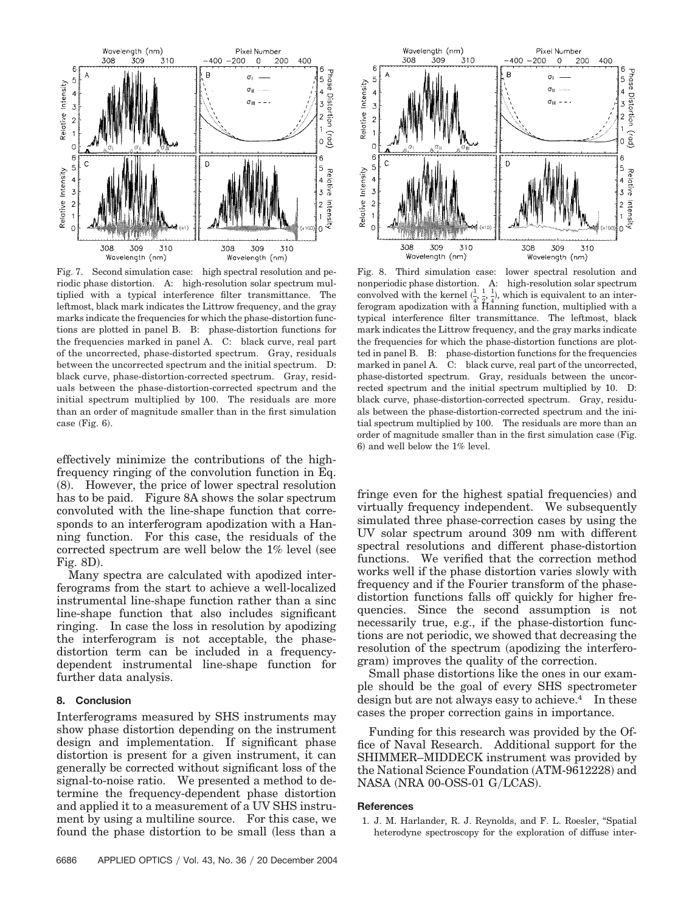Fig. 7. Second simulation case: high spectral resolution and periodic phase distortion. A: high-resolution solar spectrum multiplied with a typical interference filter transmittance. The leftmost, black mark indicates the Littrow frequency, and the gray marks indicate the frequencies for which the phase-distortion functions are plotted in panel B. B: phase-distortion functions for the frequencies marked in panel A. C: black curve, real part of the uncorrected, phase-distorted spectrum. Gray, residuals between the uncorrected spectrum and the initial spectrum. D: black curve, phase-distortion-corrected spectrum. Gray, residuals between the phase-distortion-corrected spectrum and the initial spectrum multiplied by 100. The residuals are more than an order of magnitude smaller than in the first simulation case (Fig. 6).

Fig. 8. Third simulation case: lower spectral resolution and nonperiodic phase distortion. A: high-resolution solar spectrum convolved with the kernel ($\frac{1}{4}$, $\frac{1}{2}$, $\frac{1}{4}$), which is equivalent to an interferogram apodization with a Hanning function, multiplied with a typical interference filter transmittance. The leftmost, black mark indicates the Littrow frequency, and the gray marks indicate the frequencies for which the phase-distortion functions are plotted in panel B. B: phase-distortion functions for the frequencies marked in panel A. C: black curve, real part of the uncorrected, phase-distorted spectrum. Gray, residuals between the uncorrected spectrum and the initial spectrum multiplied by 10. D: black curve, phase-distortion-corrected spectrum. Gray, residuals between the phase-distortion-corrected spectrum and the initial spectrum multiplied by 100. The residuals are more than an order of magnitude smaller than in the first simulation case (Fig. 6) and well below the 1% level.

effectively minimize the contributions of the high-frequency ringing of the convolution function in Eq. (8). However, the price of lower spectral resolution has to be paid. Figure 8A shows the solar spectrum convoluted with the line-shape function that corresponds to an interferogram apodization with a Hanning function. For this case, the residuals of the corrected spectrum are well below the 1% level (see Fig. 8D).

Many spectra are calculated with apodized interferograms from the start to achieve a well-localized instrumental line-shape function rather than a sinc line-shape function that also includes significant ringing. In case the loss in resolution by apodizing the interferogram is not acceptable, the phase-distortion term can be included in a frequency-dependent instrumental line-shape function for further data analysis.

## 8. Conclusion

Interferograms measured by SHS instruments may show phase distortion depending on the instrument design and implementation. If significant phase distortion is present for a given instrument, it can generally be corrected without significant loss of the signal-to-noise ratio. We presented a method to determine the frequency-dependent phase distortion and applied it to a measurement of a UV SHS instrument by using a multiline source. For this case, we found the phase distortion to be small (less than a fringe even for the highest spatial frequencies) and virtually frequency independent. We subsequently simulated three phase-correction cases by using the UV solar spectrum around 309 nm with different spectral resolutions and different phase-distortion functions. We verified that the correction method works well if the phase distortion varies slowly with frequency and if the Fourier transform of the phase-distortion functions falls off quickly for higher frequencies. Since the second assumption is not necessarily true, e.g., if the phase-distortion functions are not periodic, we showed that decreasing the resolution of the spectrum (apodizing the interferogram) improves the quality of the correction.

Small phase distortions like the ones in our example should be the goal of every SHS spectrometer design but are not always easy to achieve.[4] In these cases the proper correction gains in importance.

Funding for this research was provided by the Office of Naval Research. Additional support for the SHIMMER–MIDDECK instrument was provided by the National Science Foundation (ATM-9612228) and NASA (NRA 00-OSS-01 G/LCAS).

### References

1. J. M. Harlander, R. J. Reynolds, and F. L. Roesler, "Spatial heterodyne spectroscopy for the exploration of diffuse inter-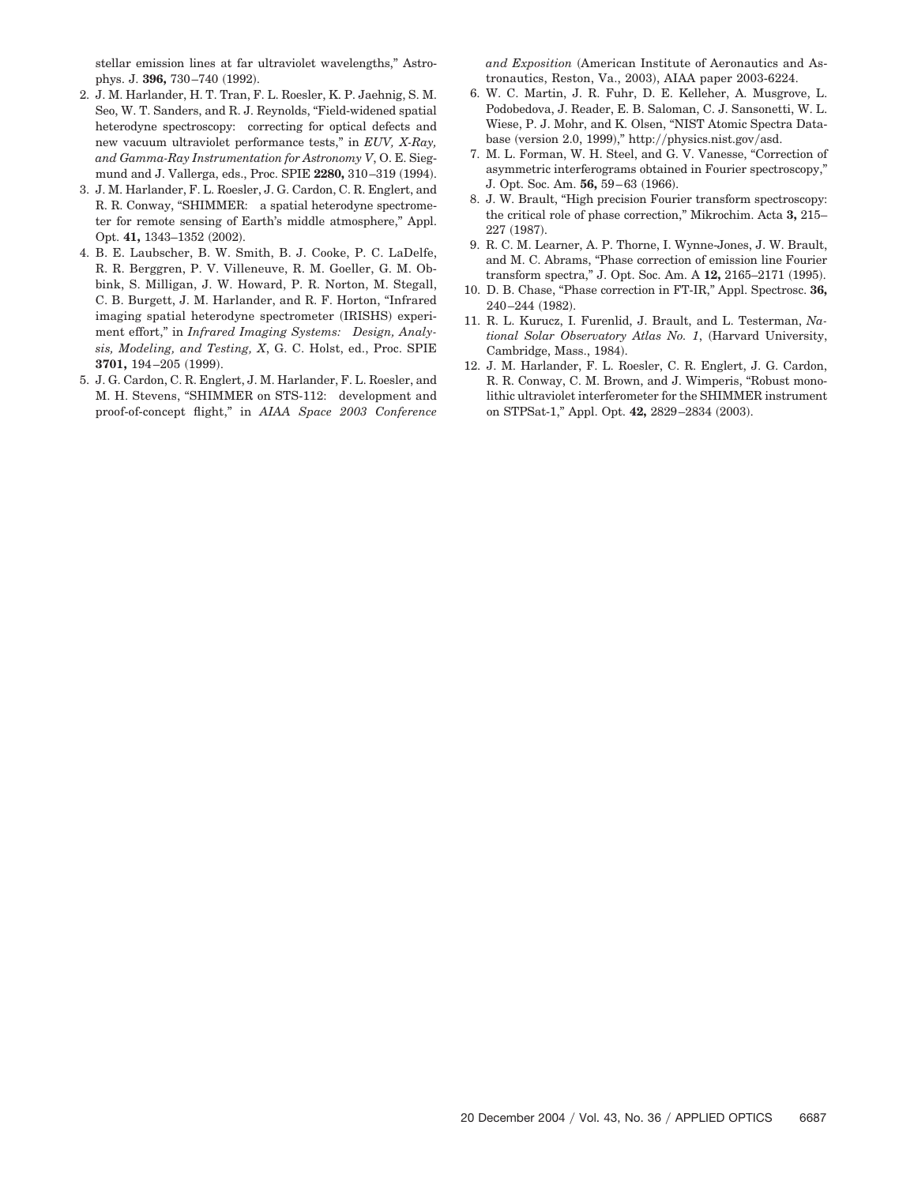stellar emission lines at far ultraviolet wavelengths," Astrophys. J. **396,** 730–740 (1992).

2. J. M. Harlander, H. T. Tran, F. L. Roesler, K. P. Jaehnig, S. M. Seo, W. T. Sanders, and R. J. Reynolds, "Field-widened spatial heterodyne spectroscopy: correcting for optical defects and new vacuum ultraviolet performance tests," in *EUV, X-Ray, and Gamma-Ray Instrumentation for Astronomy V*, O. E. Siegmund and J. Vallerga, eds., Proc. SPIE **2280,** 310–319 (1994).
3. J. M. Harlander, F. L. Roesler, J. G. Cardon, C. R. Englert, and R. R. Conway, "SHIMMER: a spatial heterodyne spectrometer for remote sensing of Earth's middle atmosphere," Appl. Opt. **41,** 1343–1352 (2002).
4. B. E. Laubscher, B. W. Smith, B. J. Cooke, P. C. LaDelfe, R. R. Berggren, P. V. Villeneuve, R. M. Goeller, G. M. Obbink, S. Milligan, J. W. Howard, P. R. Norton, M. Stegall, C. B. Burgett, J. M. Harlander, and R. F. Horton, "Infrared imaging spatial heterodyne spectrometer (IRISHS) experiment effort," in *Infrared Imaging Systems: Design, Analysis, Modeling, and Testing, X*, G. C. Holst, ed., Proc. SPIE **3701,** 194–205 (1999).
5. J. G. Cardon, C. R. Englert, J. M. Harlander, F. L. Roesler, and M. H. Stevens, "SHIMMER on STS-112: development and proof-of-concept flight," in *AIAA Space 2003 Conference and Exposition* (American Institute of Aeronautics and Astronautics, Reston, Va., 2003), AIAA paper 2003-6224.
6. W. C. Martin, J. R. Fuhr, D. E. Kelleher, A. Musgrove, L. Podobedova, J. Reader, E. B. Saloman, C. J. Sansonetti, W. L. Wiese, P. J. Mohr, and K. Olsen, "NIST Atomic Spectra Database (version 2.0, 1999)," http://physics.nist.gov/asd.
7. M. L. Forman, W. H. Steel, and G. V. Vanesse, "Correction of asymmetric interferograms obtained in Fourier spectroscopy," J. Opt. Soc. Am. **56,** 59–63 (1966).
8. J. W. Brault, "High precision Fourier transform spectroscopy: the critical role of phase correction," Mikrochim. Acta **3,** 215–227 (1987).
9. R. C. M. Learner, A. P. Thorne, I. Wynne-Jones, J. W. Brault, and M. C. Abrams, "Phase correction of emission line Fourier transform spectra," J. Opt. Soc. Am. A **12,** 2165–2171 (1995).
10. D. B. Chase, "Phase correction in FT-IR," Appl. Spectrosc. **36,** 240–244 (1982).
11. R. L. Kurucz, I. Furenlid, J. Brault, and L. Testerman, *National Solar Observatory Atlas No. 1*, (Harvard University, Cambridge, Mass., 1984).
12. J. M. Harlander, F. L. Roesler, C. R. Englert, J. G. Cardon, R. R. Conway, C. M. Brown, and J. Wimperis, "Robust monolithic ultraviolet interferometer for the SHIMMER instrument on STPSat-1," Appl. Opt. **42,** 2829–2834 (2003).